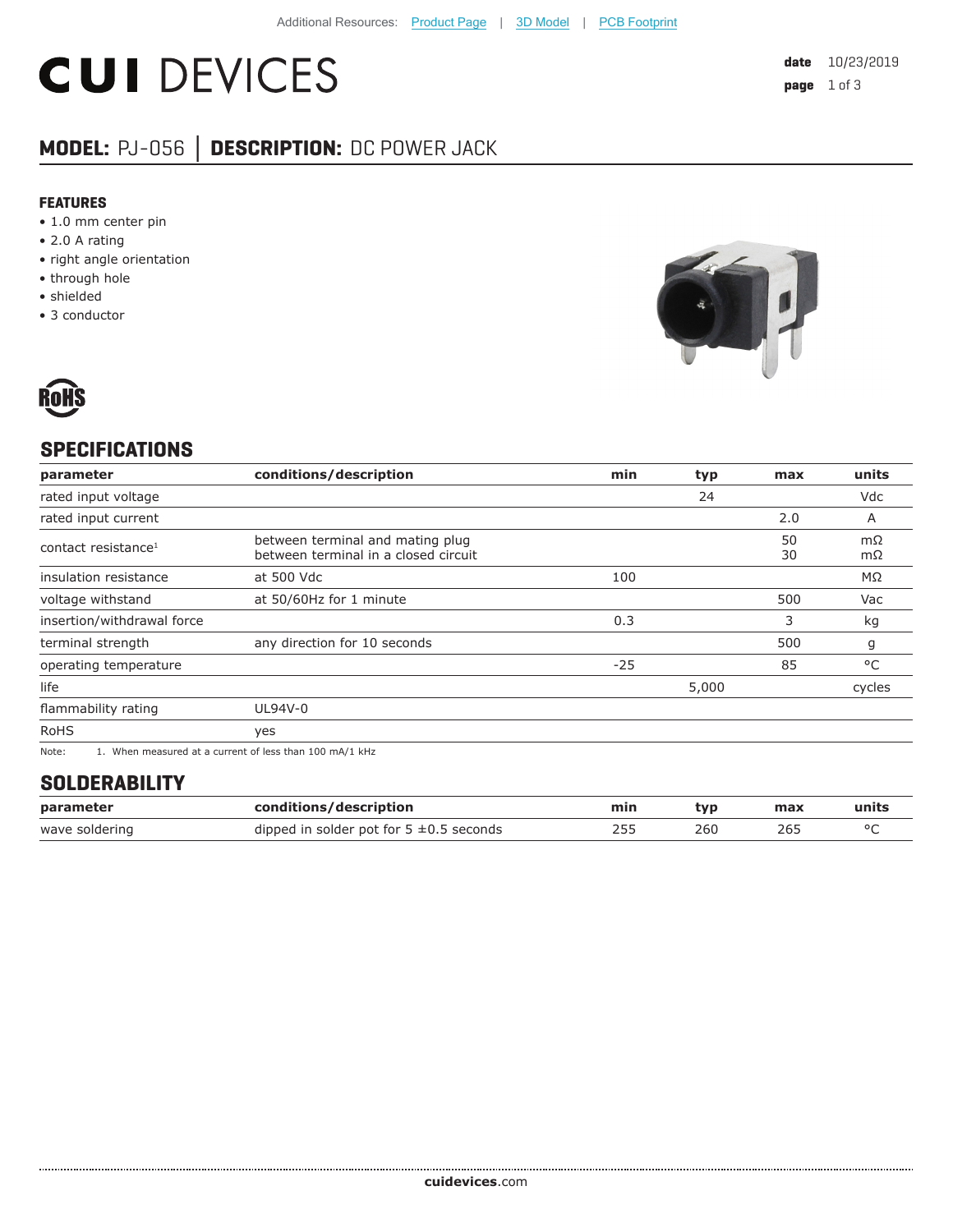Additional Resources: Product Page | 3D Model | PCB Footprint

# CUI DEVICES

date 10/23/2019

## MODEL: PJ-056 | DESCRIPTION: DC POWER JACK

### FEATURES

- 1.0 mm center pin
- 2.0 A rating
- right angle orientation
- through hole
- shielded
- 3 conductor

RoHS

## SPECIFICATIONS

| parameter | conditions/description | min | typ | max | units |
|---|---|---|---|---|---|
| rated input voltage | | | 24 | | Vdc |
| rated input current | | | | 2.0 | A |
| contact resistance[1] | between terminal and mating plug<br>between terminal in a closed circuit | | | 50<br>30 | mΩ<br>mΩ |
| insulation resistance | at 500 Vdc | 100 | | | MΩ |
| voltage withstand | at 50/60Hz for 1 minute | | | 500 | Vac |
| insertion/withdrawal force | | 0.3 | | 3 | kg |
| terminal strength | any direction for 10 seconds | | | 500 | g |
| operating temperature | | -25 | | 85 | °C |
| life | | | 5,000 | | cycles |
| flammability rating | UL94V-0 | | | | |
| RoHS | yes | | | | |

Note: 1. When measured at a current of less than 100 mA/1 kHz

## SOLDERABILITY

| parameter | conditions/description | min | typ | max | units |
|---|---|---|---|---|---|
| wave soldering | dipped in solder pot for 5 ±0.5 seconds | 255 | 260 | 265 | °C |

cuidevices.com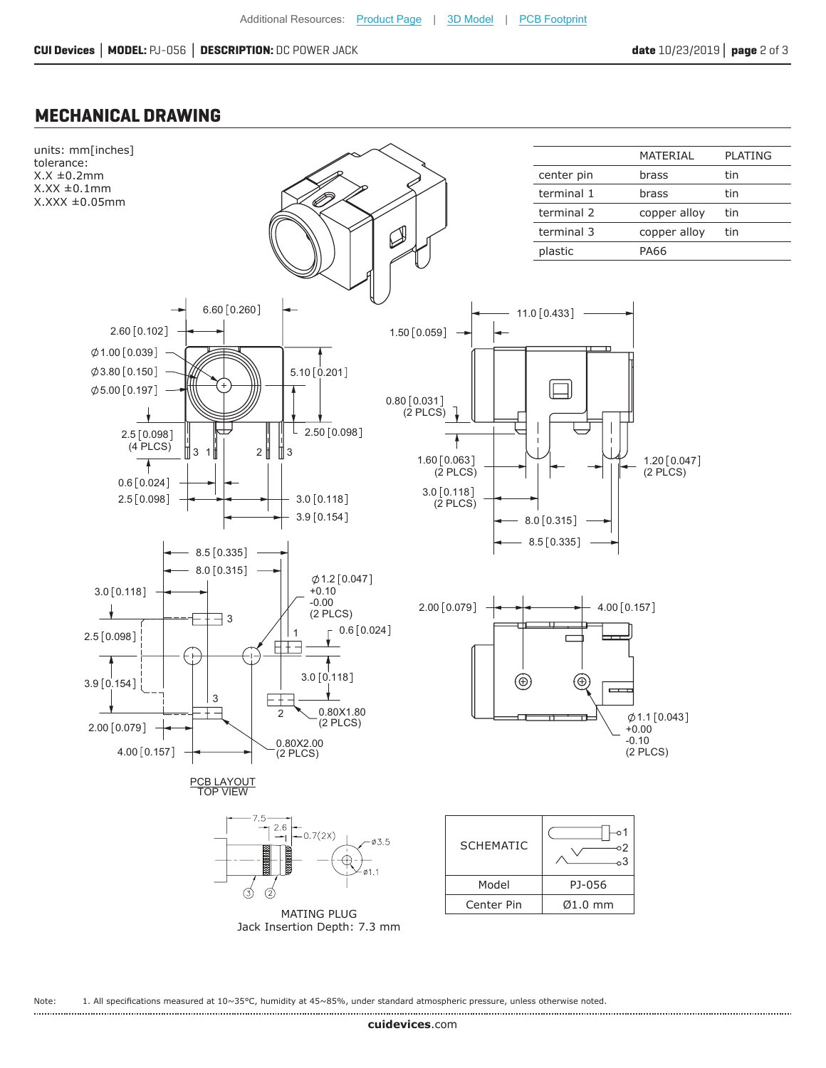## MECHANICAL DRAWING

units: mm[inches]
tolerance:
X.X ±0.2mm
X.XX ±0.1mm
X.XXX ±0.05mm

| | MATERIAL | PLATING |
|---|---|---|
| center pin | brass | tin |
| terminal 1 | brass | tin |
| terminal 2 | copper alloy | tin |
| terminal 3 | copper alloy | tin |
| plastic | PA66 | |

PCB LAYOUT
TOP VIEW

MATING PLUG
Jack Insertion Depth: 7.3 mm

| SCHEMATIC | |
|---|---|
| Model | PJ-056 |
| Center Pin | Ø1.0 mm |

Note: 1. All specifications measured at 10~35°C, humidity at 45~85%, under standard atmospheric pressure, unless otherwise noted.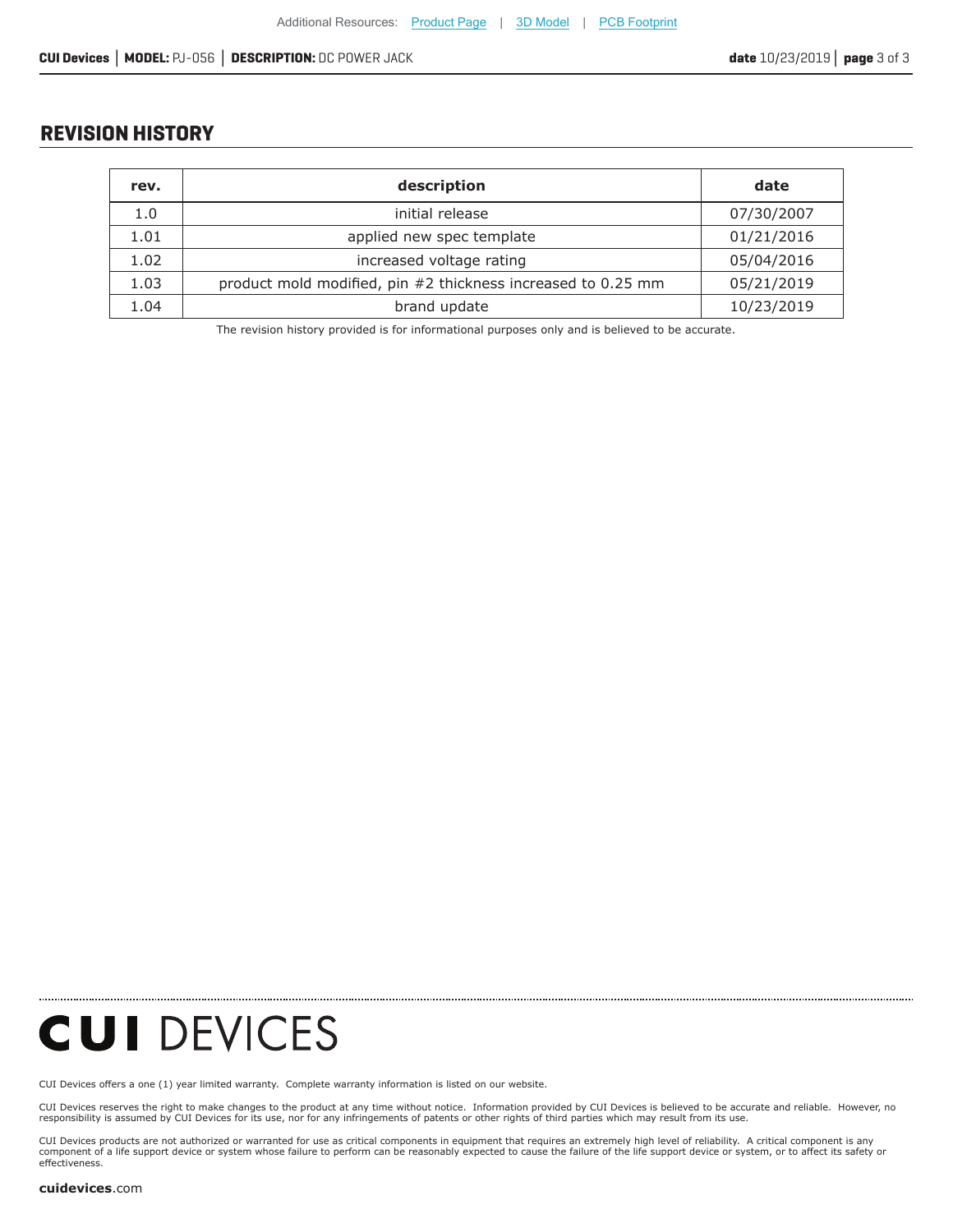## REVISION HISTORY

| rev. | description | date |
| --- | --- | --- |
| 1.0 | initial release | 07/30/2007 |
| 1.01 | applied new spec template | 01/21/2016 |
| 1.02 | increased voltage rating | 05/04/2016 |
| 1.03 | product mold modified, pin #2 thickness increased to 0.25 mm | 05/21/2019 |
| 1.04 | brand update | 10/23/2019 |

The revision history provided is for informational purposes only and is believed to be accurate.

CUI DEVICES

CUI Devices offers a one (1) year limited warranty. Complete warranty information is listed on our website.

CUI Devices reserves the right to make changes to the product at any time without notice. Information provided by CUI Devices is believed to be accurate and reliable. However, no responsibility is assumed by CUI Devices for its use, nor for any infringements of patents or other rights of third parties which may result from its use.

CUI Devices products are not authorized or warranted for use as critical components in equipment that requires an extremely high level of reliability. A critical component is any component of a life support device or system whose failure to perform can be reasonably expected to cause the failure of the life support device or system, or to affect its safety or effectiveness.

**cuidevices**.com